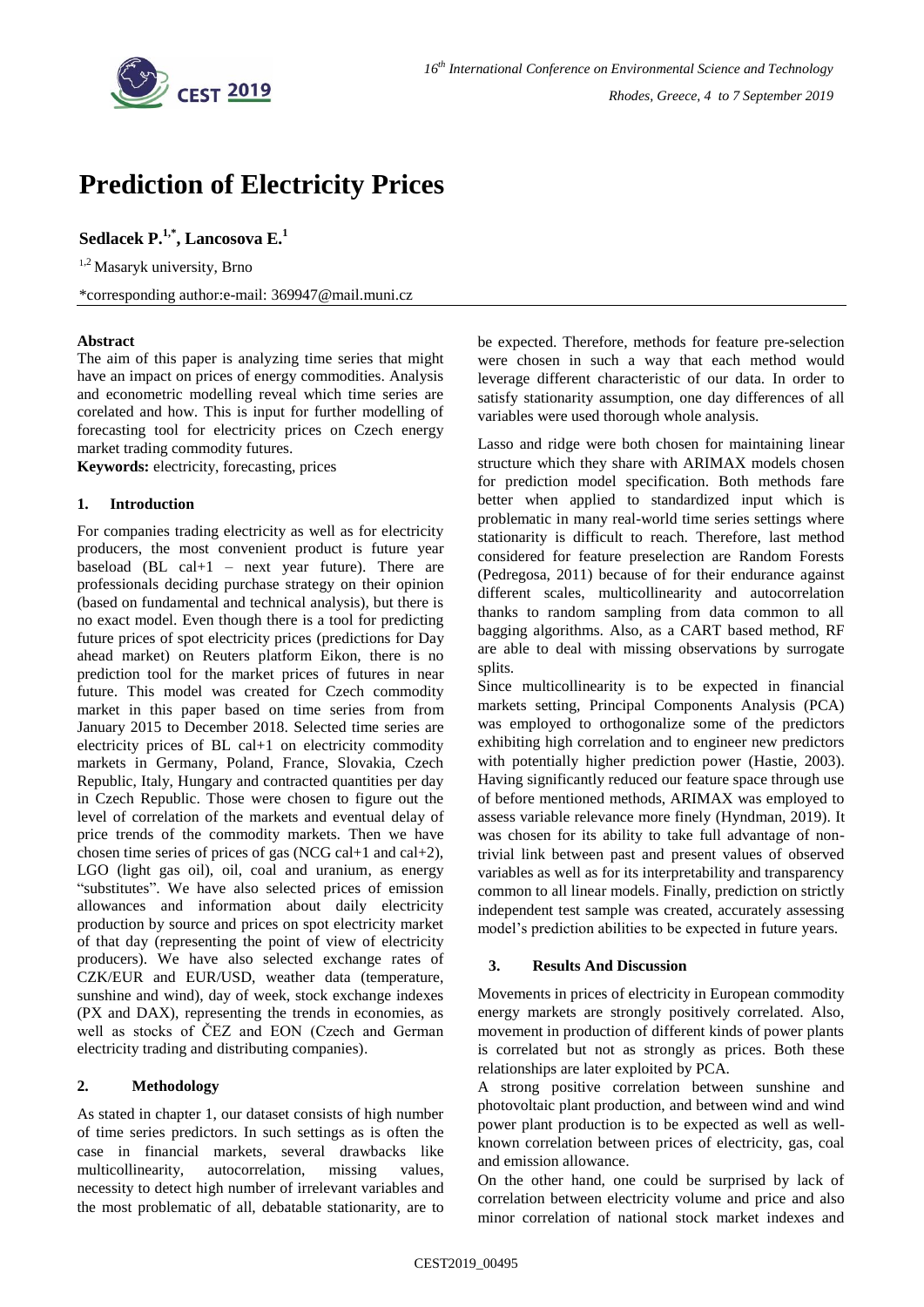# Prediction of Electricity Prices

**Sedlacek P.[1,*], Lancosova E.[1]**

[1,2] Masaryk university, Brno

*corresponding author:e-mail: 369947@mail.muni.cz

### Abstract

The aim of this paper is analyzing time series that might have an impact on prices of energy commodities. Analysis and econometric modelling reveal which time series are corelated and how. This is input for further modelling of forecasting tool for electricity prices on Czech energy market trading commodity futures.

**Keywords:** electricity, forecasting, prices

## 1. Introduction

For companies trading electricity as well as for electricity producers, the most convenient product is future year baseload (BL cal+1 – next year future). There are professionals deciding purchase strategy on their opinion (based on fundamental and technical analysis), but there is no exact model. Even though there is a tool for predicting future prices of spot electricity prices (predictions for Day ahead market) on Reuters platform Eikon, there is no prediction tool for the market prices of futures in near future. This model was created for Czech commodity market in this paper based on time series from from January 2015 to December 2018. Selected time series are electricity prices of BL cal+1 on electricity commodity markets in Germany, Poland, France, Slovakia, Czech Republic, Italy, Hungary and contracted quantities per day in Czech Republic. Those were chosen to figure out the level of correlation of the markets and eventual delay of price trends of the commodity markets. Then we have chosen time series of prices of gas (NCG cal+1 and cal+2), LGO (light gas oil), oil, coal and uranium, as energy "substitutes". We have also selected prices of emission allowances and information about daily electricity production by source and prices on spot electricity market of that day (representing the point of view of electricity producers). We have also selected exchange rates of CZK/EUR and EUR/USD, weather data (temperature, sunshine and wind), day of week, stock exchange indexes (PX and DAX), representing the trends in economies, as well as stocks of ČEZ and EON (Czech and German electricity trading and distributing companies).

## 2. Methodology

As stated in chapter 1, our dataset consists of high number of time series predictors. In such settings as is often the case in financial markets, several drawbacks like multicollinearity, autocorrelation, missing values, necessity to detect high number of irrelevant variables and the most problematic of all, debatable stationarity, are to be expected. Therefore, methods for feature pre-selection were chosen in such a way that each method would leverage different characteristic of our data. In order to satisfy stationarity assumption, one day differences of all variables were used thorough whole analysis.

Lasso and ridge were both chosen for maintaining linear structure which they share with ARIMAX models chosen for prediction model specification. Both methods fare better when applied to standardized input which is problematic in many real-world time series settings where stationarity is difficult to reach. Therefore, last method considered for feature preselection are Random Forests (Pedregosa, 2011) because of for their endurance against different scales, multicollinearity and autocorrelation thanks to random sampling from data common to all bagging algorithms. Also, as a CART based method, RF are able to deal with missing observations by surrogate splits.

Since multicollinearity is to be expected in financial markets setting, Principal Components Analysis (PCA) was employed to orthogonalize some of the predictors exhibiting high correlation and to engineer new predictors with potentially higher prediction power (Hastie, 2003). Having significantly reduced our feature space through use of before mentioned methods, ARIMAX was employed to assess variable relevance more finely (Hyndman, 2019). It was chosen for its ability to take full advantage of non-trivial link between past and present values of observed variables as well as for its interpretability and transparency common to all linear models. Finally, prediction on strictly independent test sample was created, accurately assessing model's prediction abilities to be expected in future years.

## 3. Results And Discussion

Movements in prices of electricity in European commodity energy markets are strongly positively correlated. Also, movement in production of different kinds of power plants is correlated but not as strongly as prices. Both these relationships are later exploited by PCA.

A strong positive correlation between sunshine and photovoltaic plant production, and between wind and wind power plant production is to be expected as well as well-known correlation between prices of electricity, gas, coal and emission allowance.

On the other hand, one could be surprised by lack of correlation between electricity volume and price and also minor correlation of national stock market indexes and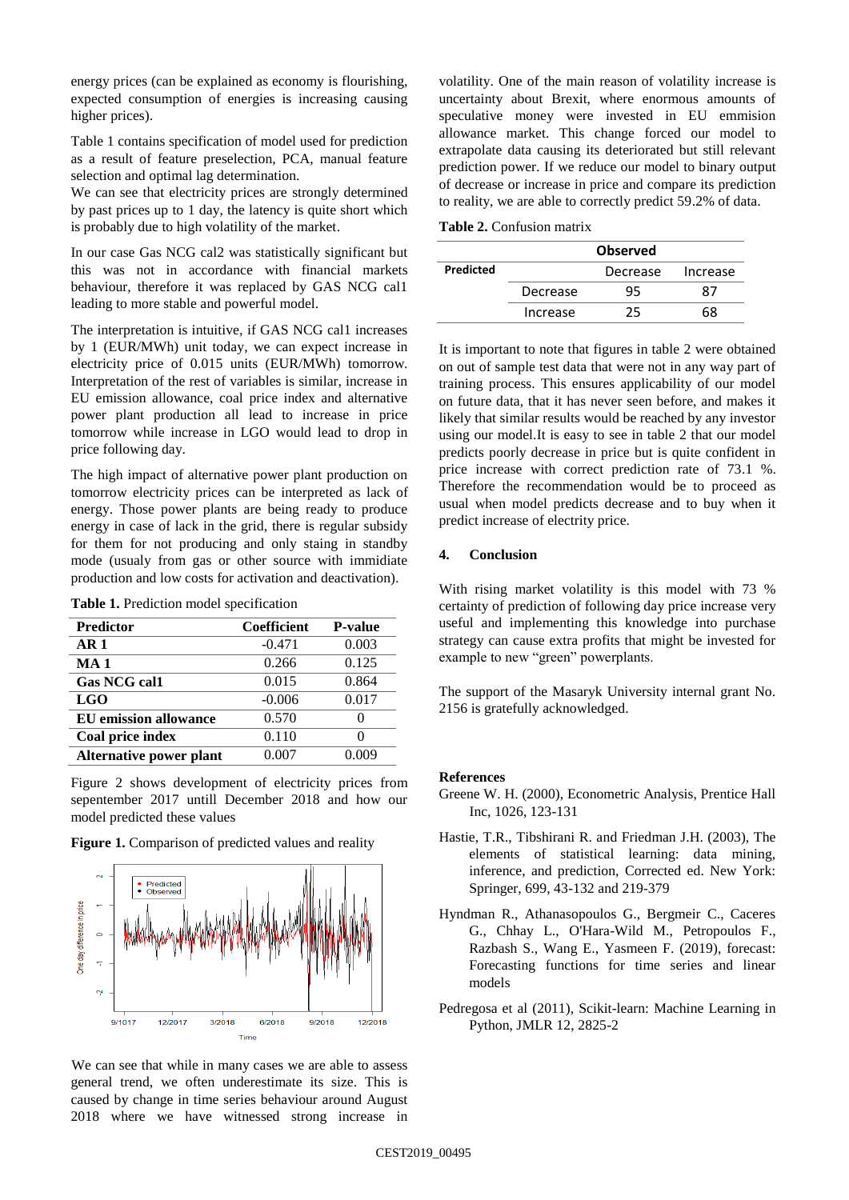energy prices (can be explained as economy is flourishing, expected consumption of energies is increasing causing higher prices).

Table 1 contains specification of model used for prediction as a result of feature preselection, PCA, manual feature selection and optimal lag determination.

We can see that electricity prices are strongly determined by past prices up to 1 day, the latency is quite short which is probably due to high volatility of the market.

In our case Gas NCG cal2 was statistically significant but this was not in accordance with financial markets behaviour, therefore it was replaced by GAS NCG cal1 leading to more stable and powerful model.

The interpretation is intuitive, if GAS NCG cal1 increases by 1 (EUR/MWh) unit today, we can expect increase in electricity price of 0.015 units (EUR/MWh) tomorrow. Interpretation of the rest of variables is similar, increase in EU emission allowance, coal price index and alternative power plant production all lead to increase in price tomorrow while increase in LGO would lead to drop in price following day.

The high impact of alternative power plant production on tomorrow electricity prices can be interpreted as lack of energy. Those power plants are being ready to produce energy in case of lack in the grid, there is regular subsidy for them for not producing and only staing in standby mode (usualy from gas or other source with immidiate production and low costs for activation and deactivation).

**Table 1.** Prediction model specification

| Predictor | Coefficient | P-value |
|---|---|---|
| **AR 1** | -0.471 | 0.003 |
| **MA 1** | 0.266 | 0.125 |
| **Gas NCG cal1** | 0.015 | 0.864 |
| **LGO** | -0.006 | 0.017 |
| **EU emission allowance** | 0.570 | 0 |
| **Coal price index** | 0.110 | 0 |
| **Alternative power plant** | 0.007 | 0.009 |

Figure 2 shows development of electricity prices from sepentember 2017 untill December 2018 and how our model predicted these values

**Figure 1.** Comparison of predicted values and reality

Predicted
Observed
One day difference in price
2
1
0
-1
-2
9/1017
12/2017
3/2018
6/2018
9/2018
12/2018
Time

We can see that while in many cases we are able to assess general trend, we often underestimate its size. This is caused by change in time series behaviour August 2018 where we have witnessed strong increase in volatility. One of the main reason of volatility increase is uncertainty about Brexit, where enormous amounts of speculative money were invested in EU emmision allowance market. This change forced our model to extrapolate data causing its deteriorated but still relevant prediction power. If we reduce our model to binary output of decrease or increase in price and compare its prediction to reality, we are able to correctly predict 59.2% of data.

**Table 2.** Confusion matrix

| | | Observed | |
|---|---|---|---|
| **Predicted** | | Decrease | Increase |
| | Decrease | 95 | 87 |
| | Increase | 25 | 68 |

It is important to note that figures in table 2 were obtained on out of sample test data that were not in any way part of training process. This ensures applicability of our model on future data, that it has never seen before, and makes it likely that similar results would be reached by any investor using our model.It is easy to see in table 2 that our model predicts poorly decrease in price but is quite confident in price increase with correct prediction rate of 73.1 %. Therefore the recommendation would be to proceed as usual when model predicts decrease and to buy when it predict increase of electrity price.

## 4. Conclusion

With rising market volatility is this model with 73 % certainty of prediction of following day price increase very useful and implementing this knowledge into purchase strategy can cause extra profits that might be invested for example to new "green" powerplants.

The support of the Masaryk University internal grant No. 2156 is gratefully acknowledged.

## References

Greene W. H. (2000), Econometric Analysis, Prentice Hall Inc, 1026, 123-131

Hastie, T.R., Tibshirani R. and Friedman J.H. (2003), The elements of statistical learning: data mining, inference, and prediction, Corrected ed. New York: Springer, 699, 43-132 and 219-379

Hyndman R., Athanasopoulos G., Bergmeir C., Caceres G., Chhay L., O'Hara-Wild M., Petropoulos F., Razbash S., Wang E., Yasmeen F. (2019), forecast: Forecasting functions for time series and linear models

Pedregosa et al (2011), Scikit-learn: Machine Learning in Python, JMLR 12, 2825-2